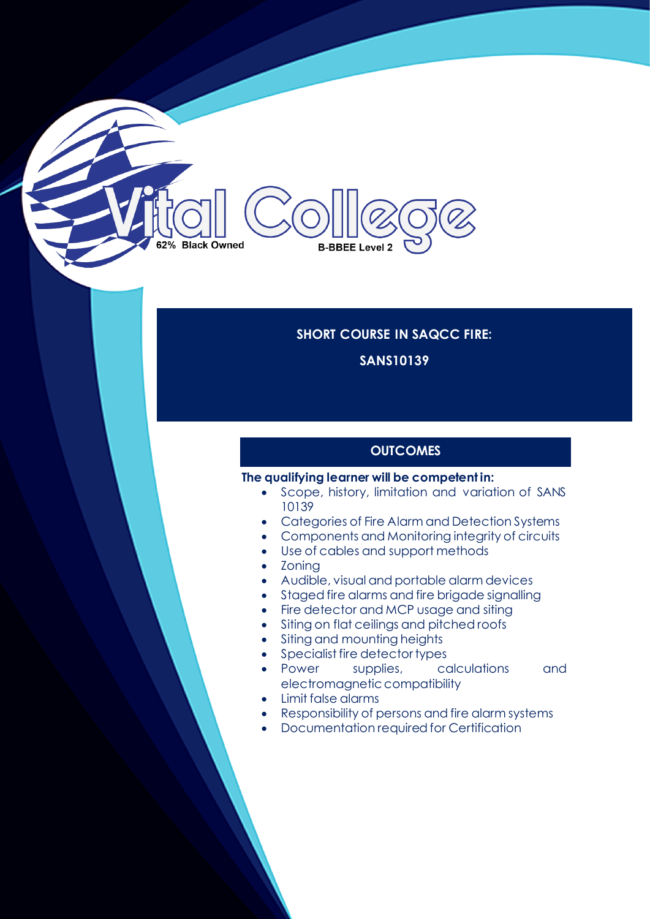Vital College

62% Black Owned

B-BBEE Level 2

# SHORT COURSE IN SAQCC FIRE:

# SANS10139

## OUTCOMES

**The qualifying learner will be competent in:**

- Scope, history, limitation and variation of SANS 10139
- Categories of Fire Alarm and Detection Systems
- Components and Monitoring integrity of circuits
- Use of cables and support methods
- Zoning
- Audible, visual and portable alarm devices
- Staged fire alarms and fire brigade signalling
- Fire detector and MCP usage and siting
- Siting on flat ceilings and pitched roofs
- Siting and mounting heights
- Specialist fire detector types
- Power supplies, calculations and electromagnetic compatibility
- Limit false alarms
- Responsibility of persons and fire alarm systems
- Documentation required for Certification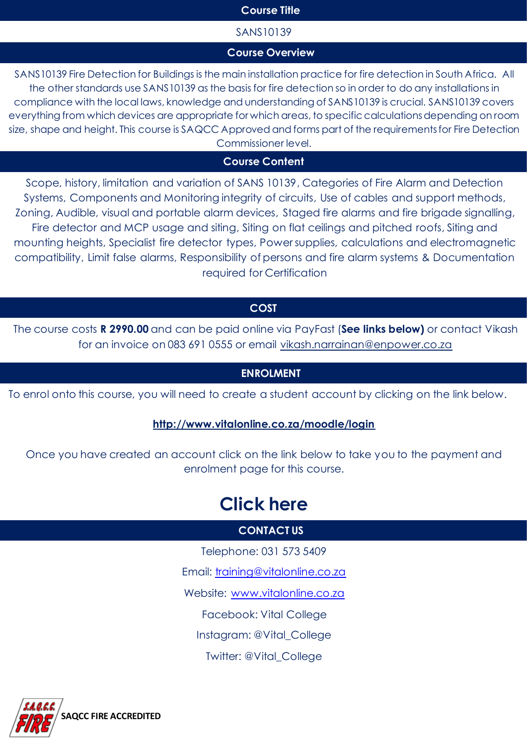## Course Title

SANS10139

## Course Overview

SANS10139 Fire Detection for Buildings is the main installation practice for fire detection in South Africa. All the other standards use SANS10139 as the basis for fire detection so in order to do any installations in compliance with the local laws, knowledge and understanding of SANS10139 is crucial. SANS10139 covers everything from which devices are appropriate for which areas, to specific calculations depending on room size, shape and height. This course is SAQCC Approved and forms part of the requirements for Fire Detection Commissioner level.

## Course Content

Scope, history, limitation and variation of SANS 10139, Categories of Fire Alarm and Detection Systems, Components and Monitoring integrity of circuits, Use of cables and support methods, Zoning, Audible, visual and portable alarm devices, Staged fire alarms and fire brigade signalling, Fire detector and MCP usage and siting, Siting on flat ceilings and pitched roofs, Siting and mounting heights, Specialist fire detector types, Power supplies, calculations and electromagnetic compatibility, Limit false alarms, Responsibility of persons and fire alarm systems & Documentation required for Certification

## COST

The course costs **R 2990.00** and can be paid online via PayFast (**See links below)** or contact Vikash for an invoice on 083 691 0555 or email vikash.narrainan@enpower.co.za

## ENROLMENT

To enrol onto this course, you will need to create a student account by clicking on the link below.

**http://www.vitalonline.co.za/moodle/login**

Once you have created an account click on the link below to take you to the payment and enrolment page for this course.

# Click here

## CONTACT US

Telephone: 031 573 5409

Email: training@vitalonline.co.za

Website: www.vitalonline.co.za

Facebook: Vital College

Instagram: @Vital_College

Twitter: @Vital_College

S.A.Q.C.C. FIRE

**SAQCC FIRE ACCREDITED**